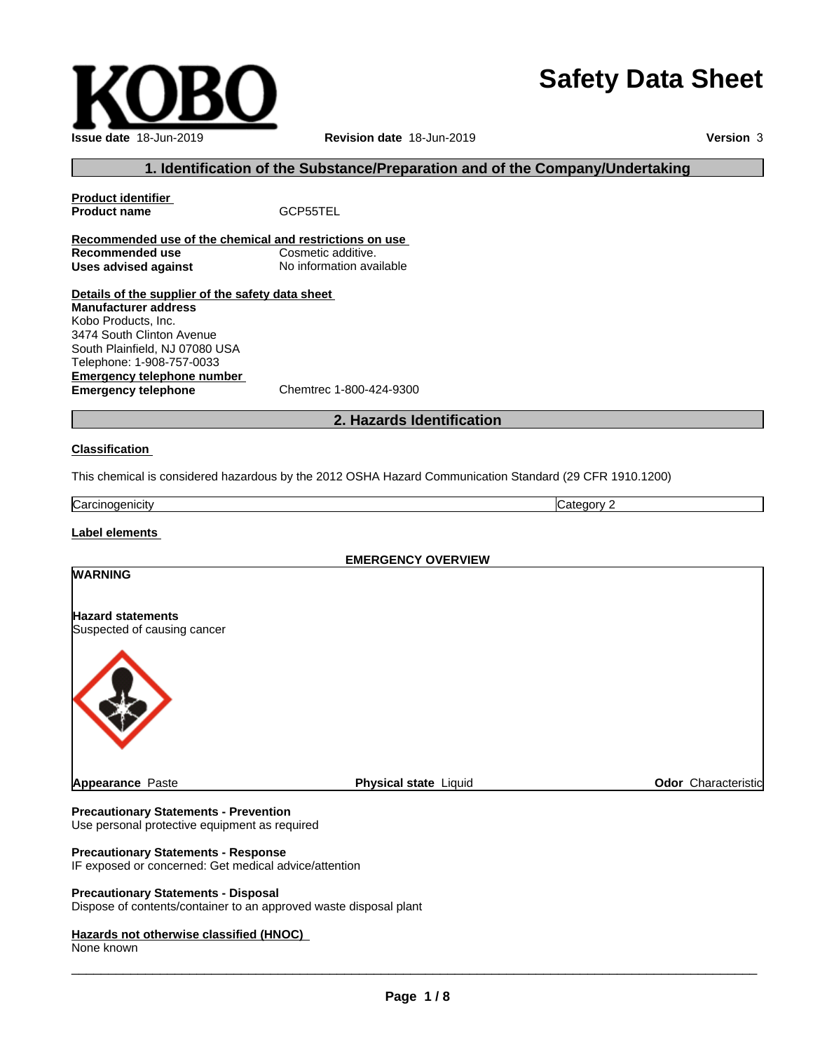# Safety Data Sheet

KOBO

**Issue date** 18-Jun-2019 **Revision date** 18-Jun-2019 **Version** 3

## 1. Identification of the Substance/Preparation and of the Company/Undertaking

**Product identifier**

**Product name** GCP55TEL

**Recommended use of the chemical and restrictions on use**

**Recommended use** Cosmetic additive.

**Uses advised against** No information available

**Details of the supplier of the safety data sheet**

**Manufacturer address**

Kobo Products, Inc.
3474 South Clinton Avenue
South Plainfield, NJ 07080 USA
Telephone: 1-908-757-0033

**Emergency telephone number**

**Emergency telephone** Chemtrec 1-800-424-9300

## 2. Hazards Identification

**Classification**

This chemical is considered hazardous by the 2012 OSHA Hazard Communication Standard (29 CFR 1910.1200)

| | |
|---|---|
| Carcinogenicity | Category 2 |

**Label elements**

**EMERGENCY OVERVIEW**

**WARNING**

**Hazard statements**

Suspected of causing cancer

**Appearance** Paste **Physical state** Liquid **Odor** Characteristic

**Precautionary Statements - Prevention**

Use personal protective equipment as required

**Precautionary Statements - Response**

IF exposed or concerned: Get medical advice/attention

**Precautionary Statements - Disposal**

Dispose of contents/container to an approved waste disposal plant

**Hazards not otherwise classified (HNOC)**

None known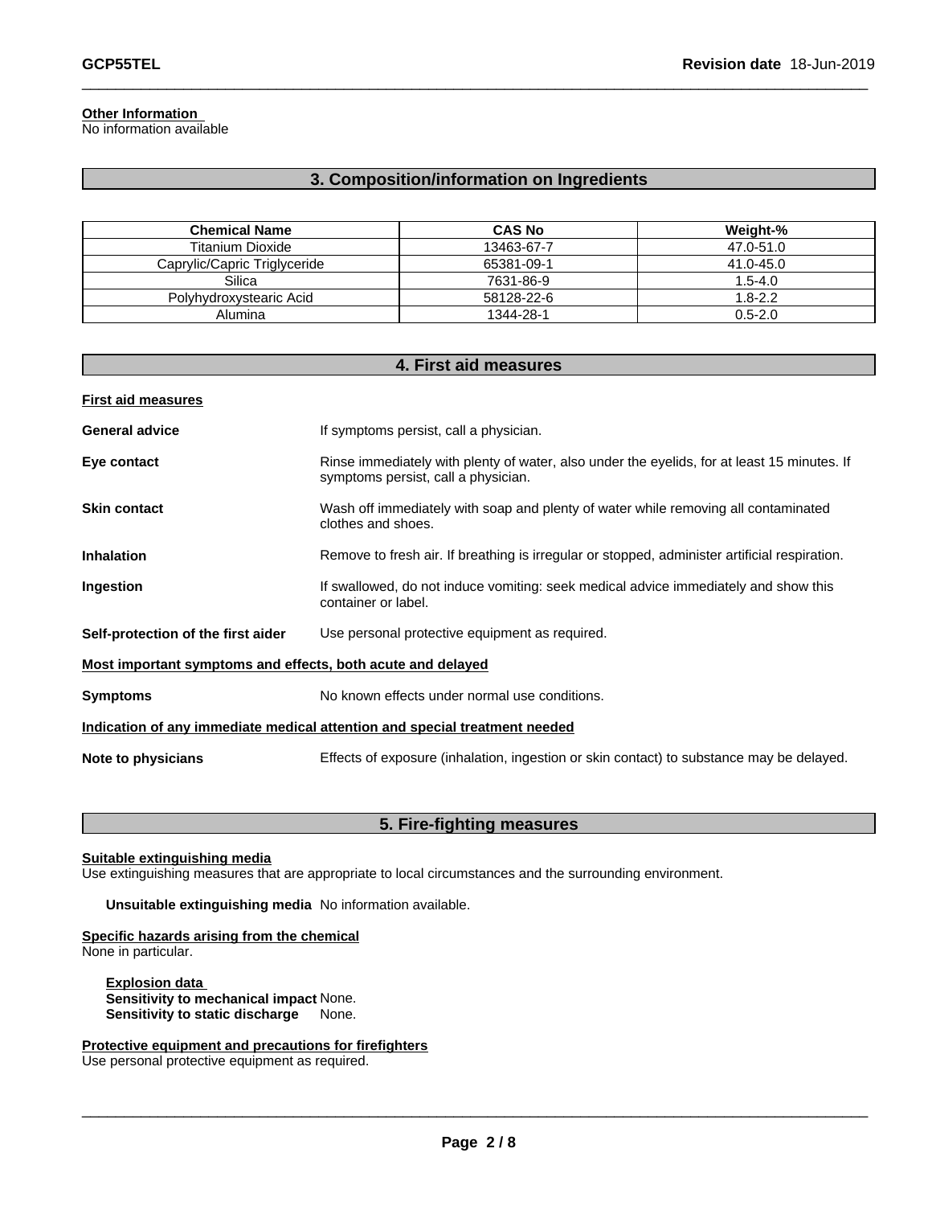**Other Information**
No information available

## 3. Composition/information on Ingredients

| Chemical Name | CAS No | Weight-% |
|---|---|---|
| Titanium Dioxide | 13463-67-7 | 47.0-51.0 |
| Caprylic/Capric Triglyceride | 65381-09-1 | 41.0-45.0 |
| Silica | 7631-86-9 | 1.5-4.0 |
| Polyhydroxystearic Acid | 58128-22-6 | 1.8-2.2 |
| Alumina | 1344-28-1 | 0.5-2.0 |

## 4. First aid measures

**First aid measures**

**General advice** If symptoms persist, call a physician.

**Eye contact** Rinse immediately with plenty of water, also under the eyelids, for at least 15 minutes. If symptoms persist, call a physician.

**Skin contact** Wash off immediately with soap and plenty of water while removing all contaminated clothes and shoes.

**Inhalation** Remove to fresh air. If breathing is irregular or stopped, administer artificial respiration.

**Ingestion** If swallowed, do not induce vomiting: seek medical advice immediately and show this container or label.

**Self-protection of the first aider** Use personal protective equipment as required.

**Most important symptoms and effects, both acute and delayed**

**Symptoms** No known effects under normal use conditions.

**Indication of any immediate medical attention and special treatment needed**

**Note to physicians** Effects of exposure (inhalation, ingestion or skin contact) to substance may be delayed.

## 5. Fire-fighting measures

**Suitable extinguishing media**
Use extinguishing measures that are appropriate to local circumstances and the surrounding environment.

**Unsuitable extinguishing media** No information available.

**Specific hazards arising from the chemical**
None in particular.

**Explosion data**
**Sensitivity to mechanical impact** None.
**Sensitivity to static discharge** None.

**Protective equipment and precautions for firefighters**
Use personal protective equipment as required.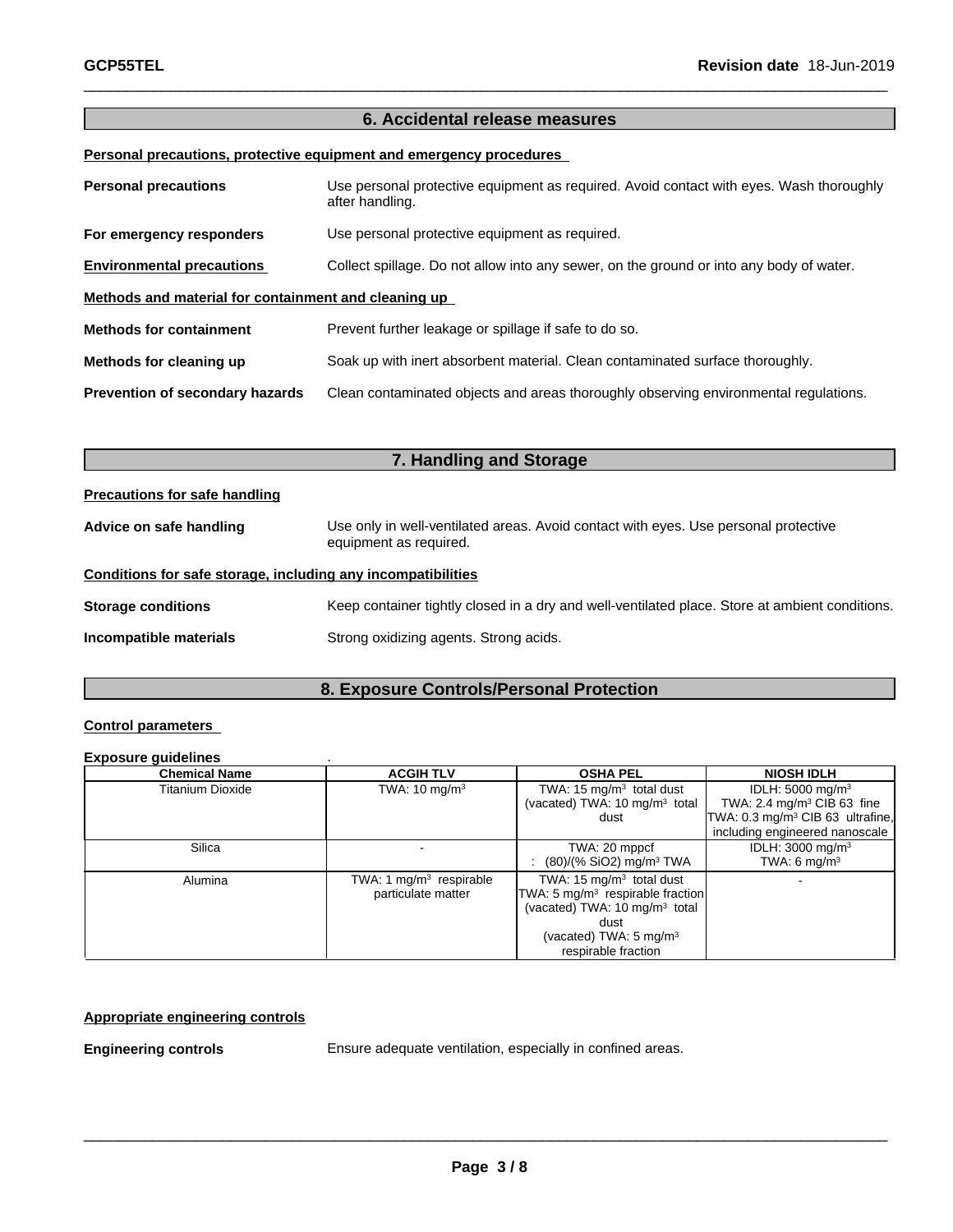## 6. Accidental release measures

**Personal precautions, protective equipment and emergency procedures**

**Personal precautions** Use personal protective equipment as required. Avoid contact with eyes. Wash thoroughly after handling.

**For emergency responders** Use personal protective equipment as required.

**Environmental precautions** Collect spillage. Do not allow into any sewer, on the ground or into any body of water.

**Methods and material for containment and cleaning up**

**Methods for containment** Prevent further leakage or spillage if safe to do so.

**Methods for cleaning up** Soak up with inert absorbent material. Clean contaminated surface thoroughly.

**Prevention of secondary hazards** Clean contaminated objects and areas thoroughly observing environmental regulations.

## 7. Handling and Storage

**Precautions for safe handling**

**Advice on safe handling** Use only in well-ventilated areas. Avoid contact with eyes. Use personal protective equipment as required.

**Conditions for safe storage, including any incompatibilities**

**Storage conditions** Keep container tightly closed in a dry and well-ventilated place. Store at ambient conditions.

**Incompatible materials** Strong oxidizing agents. Strong acids.

## 8. Exposure Controls/Personal Protection

**Control parameters**

**Exposure guidelines** .

| Chemical Name | ACGIH TLV | OSHA PEL | NIOSH IDLH |
|---|---|---|---|
| Titanium Dioxide | TWA: 10 mg/m³ | TWA: 15 mg/m³ total dust<br>(vacated) TWA: 10 mg/m³ total dust | IDLH: 5000 mg/m³<br>TWA: 2.4 mg/m³ CIB 63 fine<br>TWA: 0.3 mg/m³ CIB 63 ultrafine, including engineered nanoscale |
| Silica | - | TWA: 20 mppcf<br>: (80)/(% SiO2) mg/m³ TWA | IDLH: 3000 mg/m³<br>TWA: 6 mg/m³ |
| Alumina | TWA: 1 mg/m³ respirable particulate matter | TWA: 15 mg/m³ total dust<br>TWA: 5 mg/m³ respirable fraction<br>(vacated) TWA: 10 mg/m³ total dust<br>(vacated) TWA: 5 mg/m³ respirable fraction | - |

**Appropriate engineering controls**

**Engineering controls** Ensure adequate ventilation, especially in confined areas.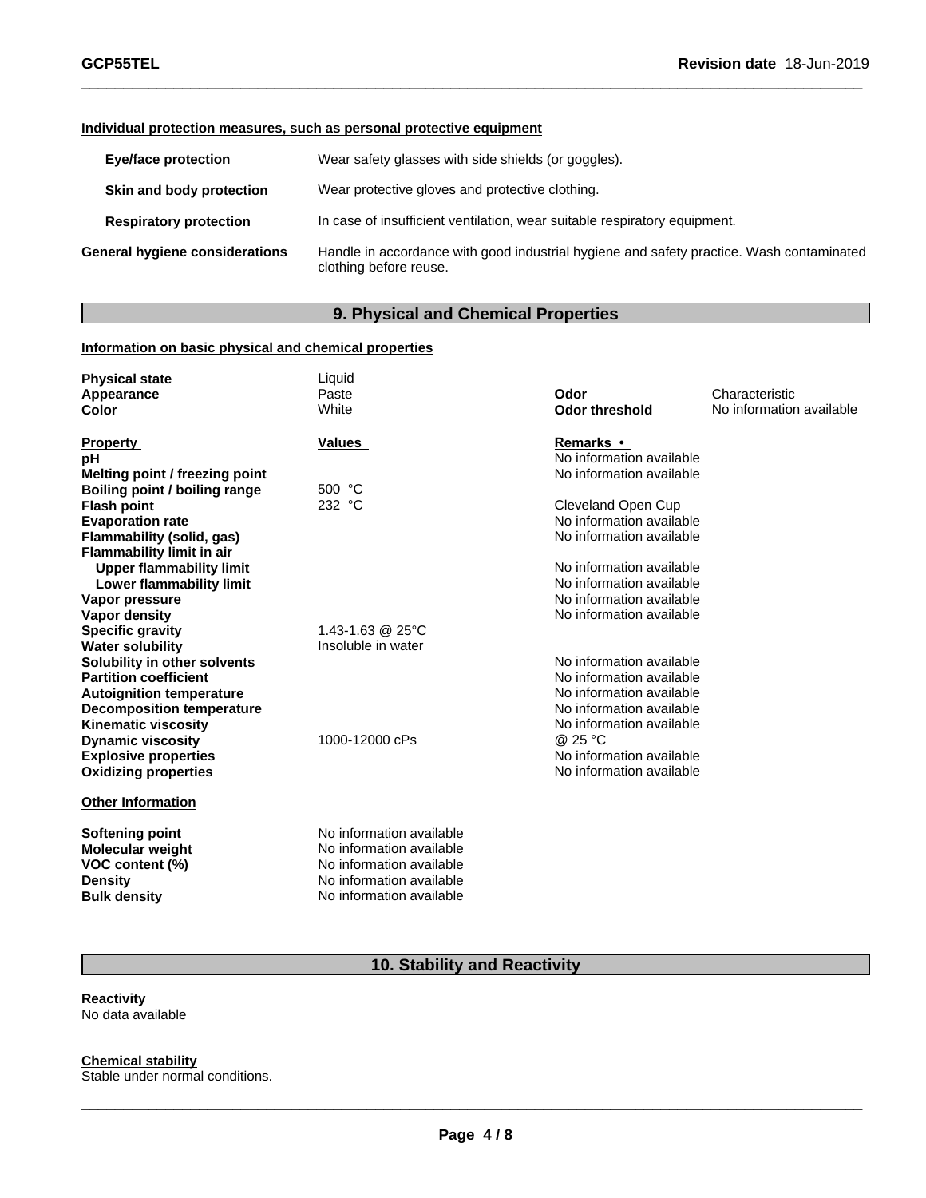**Individual protection measures, such as personal protective equipment**

| | |
|---|---|
| **Eye/face protection** | Wear safety glasses with side shields (or goggles). |
| **Skin and body protection** | Wear protective gloves and protective clothing. |
| **Respiratory protection** | In case of insufficient ventilation, wear suitable respiratory equipment. |
| **General hygiene considerations** | Handle in accordance with good industrial hygiene and safety practice. Wash contaminated clothing before reuse. |

## 9. Physical and Chemical Properties

**Information on basic physical and chemical properties**

| | | | |
|---|---|---|---|
| **Physical state** | Liquid | | |
| **Appearance** | Paste | **Odor** | Characteristic |
| **Color** | White | **Odor threshold** | No information available |

| **Property** | **Values** | **Remarks •** |
|---|---|---|
| **pH** | | No information available |
| **Melting point / freezing point** | | No information available |
| **Boiling point / boiling range** | 500 °C | |
| **Flash point** | 232 °C | Cleveland Open Cup |
| **Evaporation rate** | | No information available |
| **Flammability (solid, gas)** | | No information available |
| **Flammability limit in air** | | |
| **Upper flammability limit** | | No information available |
| **Lower flammability limit** | | No information available |
| **Vapor pressure** | | No information available |
| **Vapor density** | | No information available |
| **Specific gravity** | 1.43-1.63 @ 25°C | |
| **Water solubility** | Insoluble in water | |
| **Solubility in other solvents** | | No information available |
| **Partition coefficient** | | No information available |
| **Autoignition temperature** | | No information available |
| **Decomposition temperature** | | No information available |
| **Kinematic viscosity** | | No information available |
| **Dynamic viscosity** | 1000-12000 cPs | @ 25 °C |
| **Explosive properties** | | No information available |
| **Oxidizing properties** | | No information available |

**Other Information**

| | |
|---|---|
| **Softening point** | No information available |
| **Molecular weight** | No information available |
| **VOC content (%)** | No information available |
| **Density** | No information available |
| **Bulk density** | No information available |

## 10. Stability and Reactivity

**Reactivity**

No data available

**Chemical stability**

Stable under normal conditions.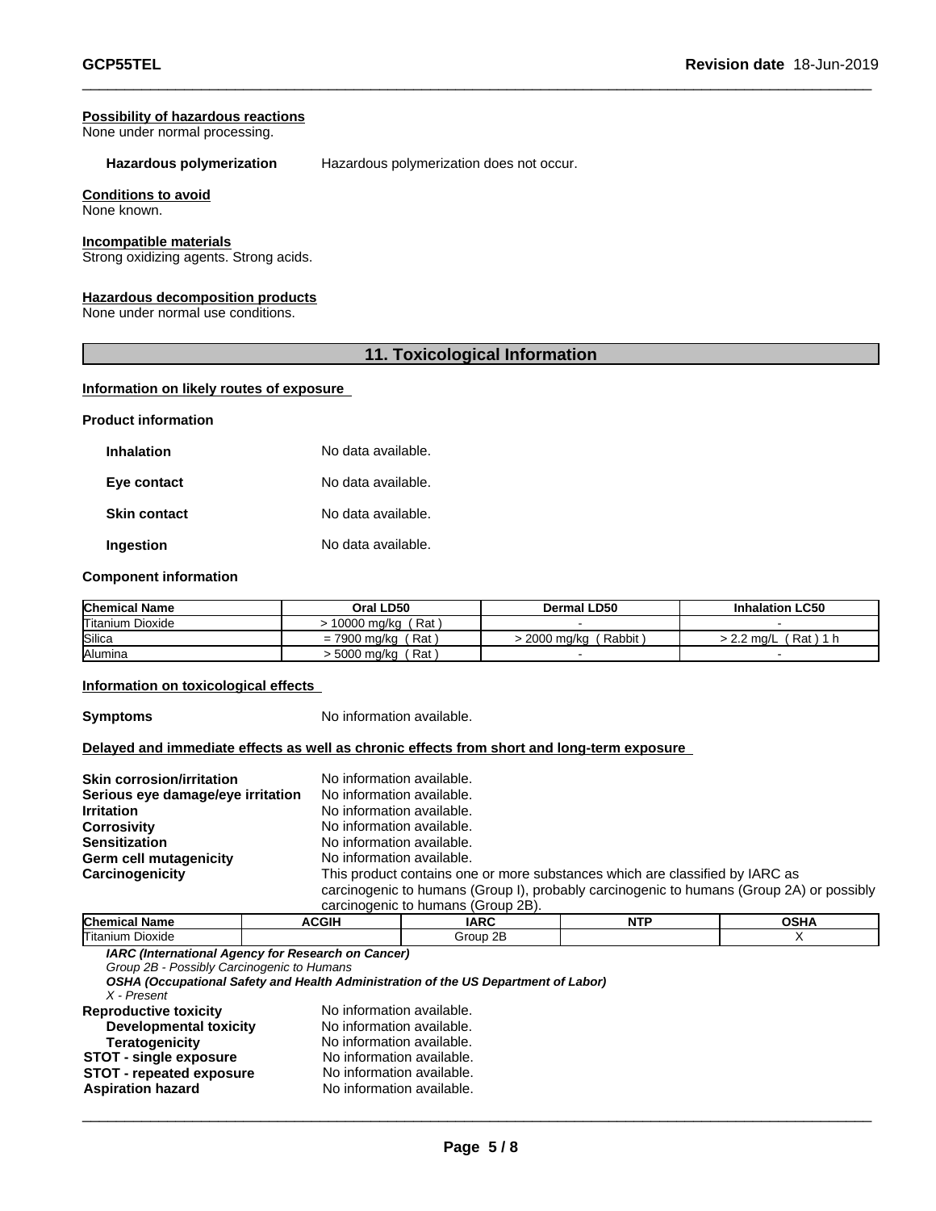**Possibility of hazardous reactions**

None under normal processing.

**Hazardous polymerization** Hazardous polymerization does not occur.

**Conditions to avoid**

None known.

**Incompatible materials**

Strong oxidizing agents. Strong acids.

**Hazardous decomposition products**

None under normal use conditions.

## 11. Toxicological Information

**Information on likely routes of exposure**

**Product information**

**Inhalation** No data available.

**Eye contact** No data available.

**Skin contact** No data available.

**Ingestion** No data available.

**Component information**

| Chemical Name | Oral LD50 | Dermal LD50 | Inhalation LC50 |
|---|---|---|---|
| Titanium Dioxide | > 10000 mg/kg ( Rat ) | - | - |
| Silica | = 7900 mg/kg ( Rat ) | > 2000 mg/kg ( Rabbit ) | > 2.2 mg/L ( Rat ) 1 h |
| Alumina | > 5000 mg/kg ( Rat ) | - | - |

**Information on toxicological effects**

**Symptoms** No information available.

**Delayed and immediate effects as well as chronic effects from short and long-term exposure**

**Skin corrosion/irritation** No information available.
**Serious eye damage/eye irritation** No information available.
**Irritation** No information available.
**Corrosivity** No information available.
**Sensitization** No information available.
**Germ cell mutagenicity** No information available.
**Carcinogenicity** This product contains one or more substances which are classified by IARC as carcinogenic to humans (Group I), probably carcinogenic to humans (Group 2A) or possibly carcinogenic to humans (Group 2B).

| Chemical Name | ACGIH | IARC | NTP | OSHA |
|---|---|---|---|---|
| Titanium Dioxide | | Group 2B | | X |

***IARC (International Agency for Research on Cancer)***
*Group 2B - Possibly Carcinogenic to Humans*
***OSHA (Occupational Safety and Health Administration of the US Department of Labor)***
*X - Present*

**Reproductive toxicity** No information available.
**Developmental toxicity** No information available.
**Teratogenicity** No information available.
**STOT - single exposure** No information available.
**STOT - repeated exposure** No information available.
**Aspiration hazard** No information available.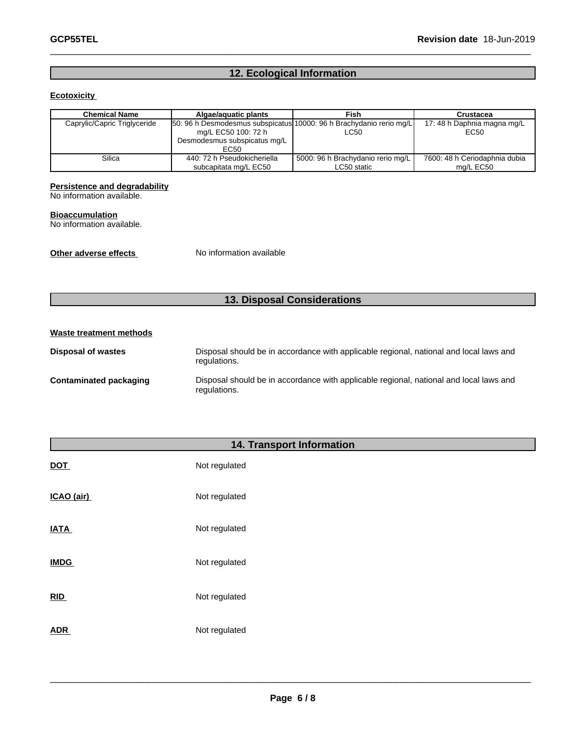## 12. Ecological Information

**Ecotoxicity**

| Chemical Name | Algae/aquatic plants | Fish | Crustacea |
|---|---|---|---|
| Caprylic/Capric Triglyceride | 50: 96 h Desmodesmus subspicatus mg/L EC50 100: 72 h Desmodesmus subspicatus mg/L EC50 | 10000: 96 h Brachydanio rerio mg/L LC50 | 17: 48 h Daphnia magna mg/L EC50 |
| Silica | 440: 72 h Pseudokicheriella subcapitata mg/L EC50 | 5000: 96 h Brachydanio rerio mg/L LC50 static | 7600: 48 h Ceriodaphnia dubia mg/L EC50 |

**Persistence and degradability**
No information available.

**Bioaccumulation**
No information available.

**Other adverse effects** No information available

## 13. Disposal Considerations

**Waste treatment methods**

**Disposal of wastes** Disposal should be in accordance with applicable regional, national and local laws and regulations.

**Contaminated packaging** Disposal should be in accordance with applicable regional, national and local laws and regulations.

## 14. Transport Information

**DOT** Not regulated

**ICAO (air)** Not regulated

**IATA** Not regulated

**IMDG** Not regulated

**RID** Not regulated

**ADR** Not regulated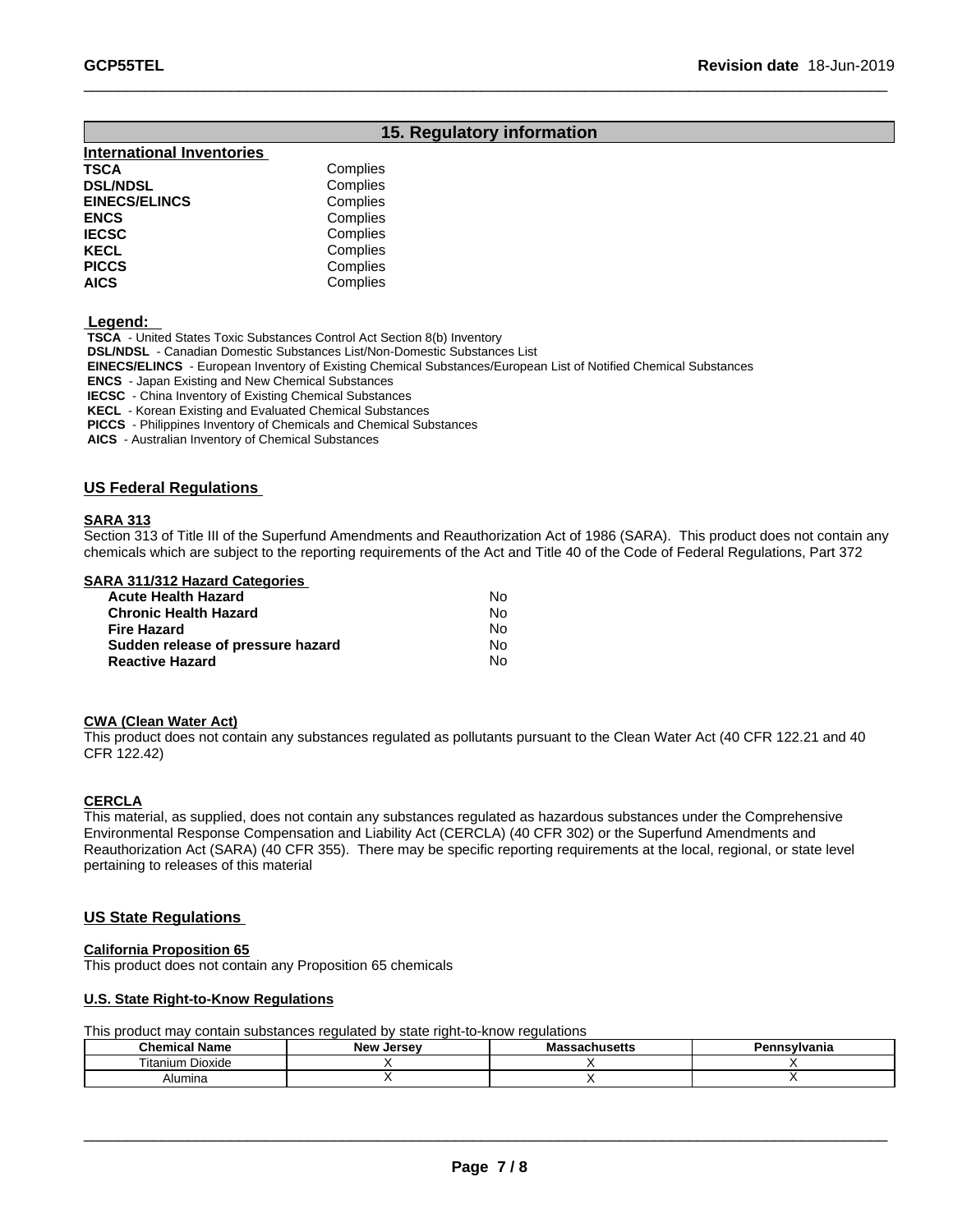## 15. Regulatory information

### International Inventories

| | |
|---|---|
| **TSCA** | Complies |
| **DSL/NDSL** | Complies |
| **EINECS/ELINCS** | Complies |
| **ENCS** | Complies |
| **IECSC** | Complies |
| **KECL** | Complies |
| **PICCS** | Complies |
| **AICS** | Complies |

**Legend:**

**TSCA** - United States Toxic Substances Control Act Section 8(b) Inventory
**DSL/NDSL** - Canadian Domestic Substances List/Non-Domestic Substances List
**EINECS/ELINCS** - European Inventory of Existing Chemical Substances/European List of Notified Chemical Substances
**ENCS** - Japan Existing and New Chemical Substances
**IECSC** - China Inventory of Existing Chemical Substances
**KECL** - Korean Existing and Evaluated Chemical Substances
**PICCS** - Philippines Inventory of Chemicals and Chemical Substances
**AICS** - Australian Inventory of Chemical Substances

### US Federal Regulations

**SARA 313**

Section 313 of Title III of the Superfund Amendments and Reauthorization Act of 1986 (SARA). This product does not contain any chemicals which are subject to the reporting requirements of the Act and Title 40 of the Code of Federal Regulations, Part 372

**SARA 311/312 Hazard Categories**

| | |
|---|---|
| **Acute Health Hazard** | No |
| **Chronic Health Hazard** | No |
| **Fire Hazard** | No |
| **Sudden release of pressure hazard** | No |
| **Reactive Hazard** | No |

**CWA (Clean Water Act)**

This product does not contain any substances regulated as pollutants pursuant to the Clean Water Act (40 CFR 122.21 and 40 CFR 122.42)

**CERCLA**

This material, as supplied, does not contain any substances regulated as hazardous substances under the Comprehensive Environmental Response Compensation and Liability Act (CERCLA) (40 CFR 302) or the Superfund Amendments and Reauthorization Act (SARA) (40 CFR 355). There may be specific reporting requirements at the local, regional, or state level pertaining to releases of this material

### US State Regulations

**California Proposition 65**

This product does not contain any Proposition 65 chemicals

**U.S. State Right-to-Know Regulations**

This product may contain substances regulated by state right-to-know regulations

| Chemical Name | New Jersey | Massachusetts | Pennsylvania |
|---|---|---|---|
| Titanium Dioxide | X | X | X |
| Alumina | X | X | X |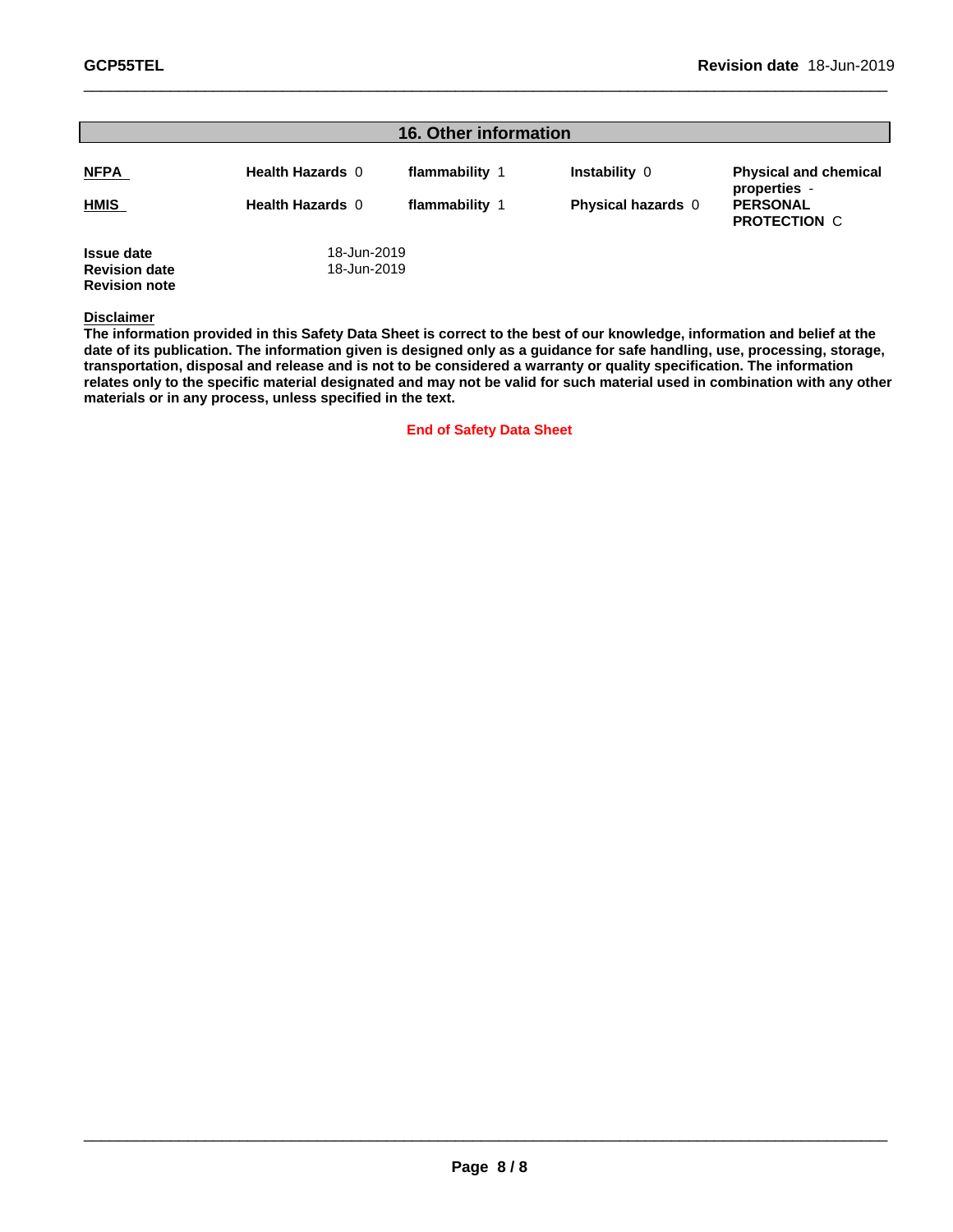## 16. Other information

| | | | | |
|---|---|---|---|---|
| **NFPA** | **Health Hazards** 0 | **flammability** 1 | **Instability** 0 | **Physical and chemical properties** - |
| **HMIS** | **Health Hazards** 0 | **flammability** 1 | **Physical hazards** 0 | **PERSONAL PROTECTION** C |

**Issue date** 18-Jun-2019
**Revision date** 18-Jun-2019
**Revision note**

**Disclaimer**

**The information provided in this Safety Data Sheet is correct to the best of our knowledge, information and belief at the date of its publication. The information given is designed only as a guidance for safe handling, use, processing, storage, transportation, disposal and release and is not to be considered a warranty or quality specification. The information relates only to the specific material designated and may not be valid for such material used in combination with any other materials or in any process, unless specified in the text.**

**End of Safety Data Sheet**